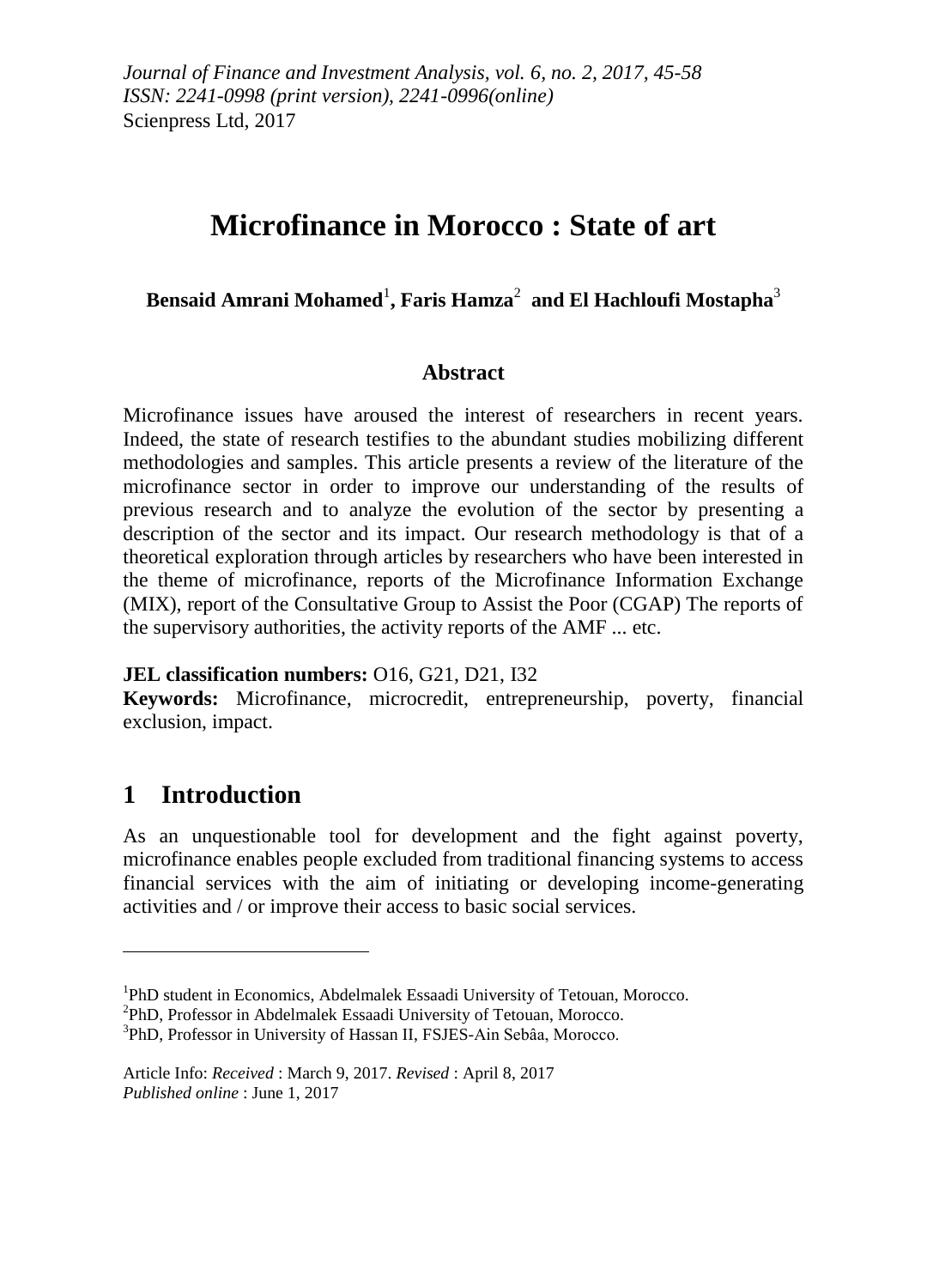*Journal of Finance and Investment Analysis, vol. 6, no. 2, 2017, 45-58*
*ISSN: 2241-0998 (print version), 2241-0996(online)*
Scienpress Ltd, 2017

# Microfinance in Morocco : State of art

**Bensaid Amrani Mohamed**[1]**, Faris Hamza**[2] **and El Hachloufi Mostapha**[3]

### Abstract

Microfinance issues have aroused the interest of researchers in recent years. Indeed, the state of research testifies to the abundant studies mobilizing different methodologies and samples. This article presents a review of the literature of the microfinance sector in order to improve our understanding of the results of previous research and to analyze the evolution of the sector by presenting a description of the sector and its impact. Our research methodology is that of a theoretical exploration through articles by researchers who have been interested in the theme of microfinance, reports of the Microfinance Information Exchange (MIX), report of the Consultative Group to Assist the Poor (CGAP) The reports of the supervisory authorities, the activity reports of the AMF ... etc.

**JEL classification numbers:** O16, G21, D21, I32
**Keywords:** Microfinance, microcredit, entrepreneurship, poverty, financial exclusion, impact.

## 1 Introduction

As an unquestionable tool for development and the fight against poverty, microfinance enables people excluded from traditional financing systems to access financial services with the aim of initiating or developing income-generating activities and / or improve their access to basic social services.

---

[1]PhD student in Economics, Abdelmalek Essaadi University of Tetouan, Morocco.
[2]PhD, Professor in Abdelmalek Essaadi University of Tetouan, Morocco.
[3]PhD, Professor in University of Hassan II, FSJES-Ain Sebâa, Morocco.

Article Info: *Received* : March 9, 2017. *Revised* : April 8, 2017
*Published online* : June 1, 2017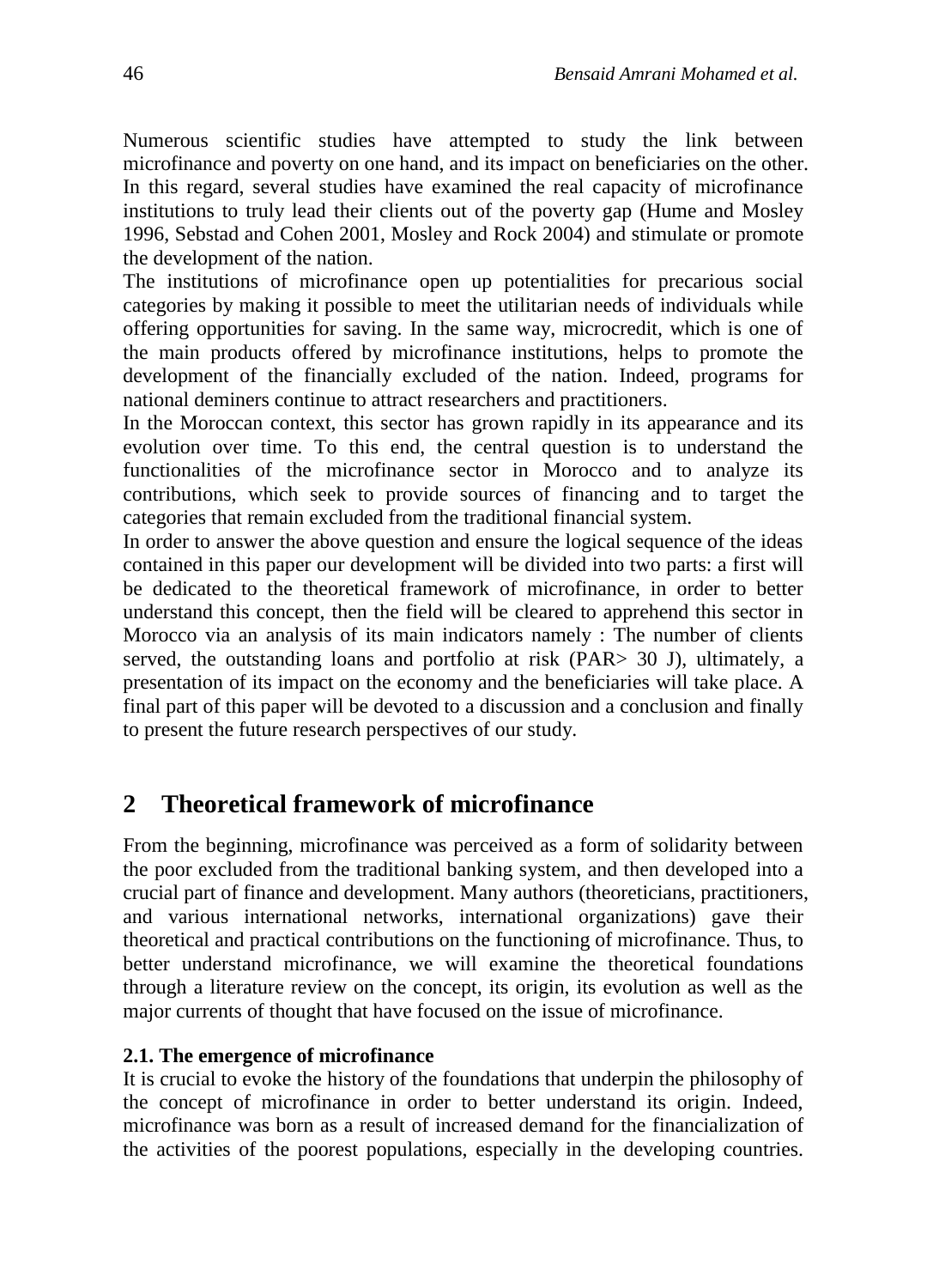Numerous scientific studies have attempted to study the link between microfinance and poverty on one hand, and its impact on beneficiaries on the other. In this regard, several studies have examined the real capacity of microfinance institutions to truly lead their clients out of the poverty gap (Hume and Mosley 1996, Sebstad and Cohen 2001, Mosley and Rock 2004) and stimulate or promote the development of the nation.

The institutions of microfinance open up potentialities for precarious social categories by making it possible to meet the utilitarian needs of individuals while offering opportunities for saving. In the same way, microcredit, which is one of the main products offered by microfinance institutions, helps to promote the development of the financially excluded of the nation. Indeed, programs for national deminers continue to attract researchers and practitioners.

In the Moroccan context, this sector has grown rapidly in its appearance and its evolution over time. To this end, the central question is to understand the functionalities of the microfinance sector in Morocco and to analyze its contributions, which seek to provide sources of financing and to target the categories that remain excluded from the traditional financial system.

In order to answer the above question and ensure the logical sequence of the ideas contained in this paper our development will be divided into two parts: a first will be dedicated to the theoretical framework of microfinance, in order to better understand this concept, then the field will be cleared to apprehend this sector in Morocco via an analysis of its main indicators namely : The number of clients served, the outstanding loans and portfolio at risk (PAR> 30 J), ultimately, a presentation of its impact on the economy and the beneficiaries will take place. A final part of this paper will be devoted to a discussion and a conclusion and finally to present the future research perspectives of our study.

## 2 Theoretical framework of microfinance

From the beginning, microfinance was perceived as a form of solidarity between the poor excluded from the traditional banking system, and then developed into a crucial part of finance and development. Many authors (theoreticians, practitioners, and various international networks, international organizations) gave their theoretical and practical contributions on the functioning of microfinance. Thus, to better understand microfinance, we will examine the theoretical foundations through a literature review on the concept, its origin, its evolution as well as the major currents of thought that have focused on the issue of microfinance.

### 2.1. The emergence of microfinance

It is crucial to evoke the history of the foundations that underpin the philosophy of the concept of microfinance in order to better understand its origin. Indeed, microfinance was born as a result of increased demand for the financialization of the activities of the poorest populations, especially in the developing countries.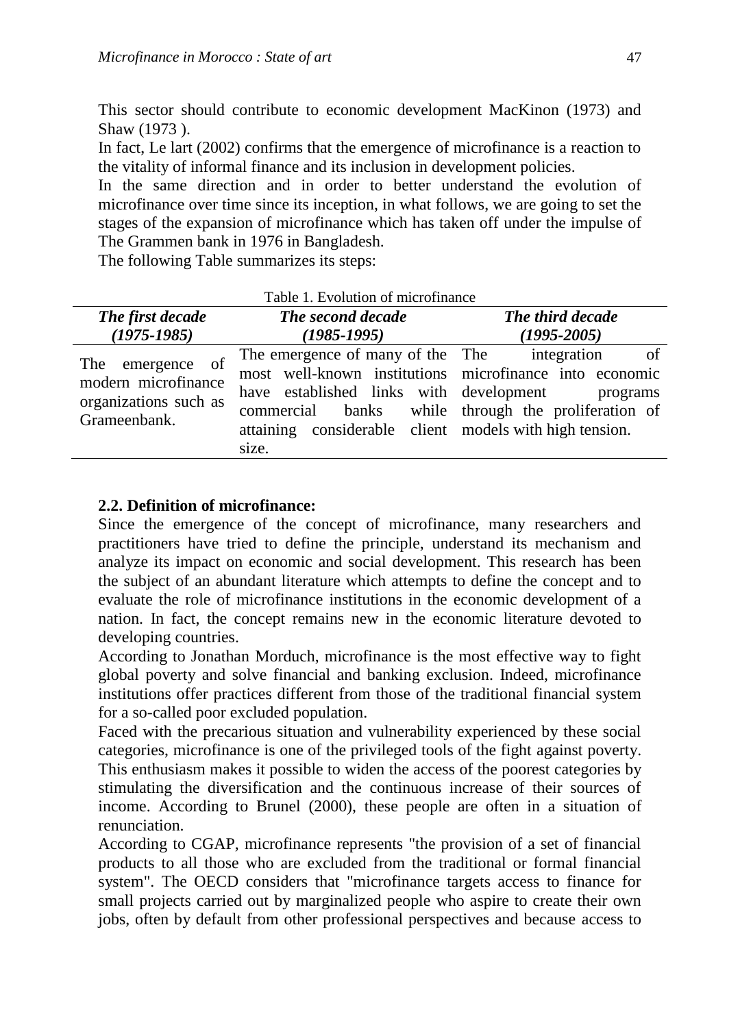This sector should contribute to economic development MacKinon (1973) and Shaw (1973 ).

In fact, Le lart (2002) confirms that the emergence of microfinance is a reaction to the vitality of informal finance and its inclusion in development policies.

In the same direction and in order to better understand the evolution of microfinance over time since its inception, in what follows, we are going to set the stages of the expansion of microfinance which has taken off under the impulse of The Grammen bank in 1976 in Bangladesh.

The following Table summarizes its steps:

Table 1. Evolution of microfinance

| ***The first decade (1975-1985)*** | ***The second decade (1985-1995)*** | ***The third decade (1995-2005)*** |
|---|---|---|
| The emergence of modern microfinance organizations such as Grameenbank. | The emergence of many of the most well-known institutions have established links with commercial banks while attaining considerable client size. | The integration of microfinance into economic development programs through the proliferation of models with high tension. |

### 2.2. Definition of microfinance:

Since the emergence of the concept of microfinance, many researchers and practitioners have tried to define the principle, understand its mechanism and analyze its impact on economic and social development. This research has been the subject of an abundant literature which attempts to define the concept and to evaluate the role of microfinance institutions in the economic development of a nation. In fact, the concept remains new in the economic literature devoted to developing countries.

According to Jonathan Morduch, microfinance is the most effective way to fight global poverty and solve financial and banking exclusion. Indeed, microfinance institutions offer practices different from those of the traditional financial system for a so-called poor excluded population.

Faced with the precarious situation and vulnerability experienced by these social categories, microfinance is one of the privileged tools of the fight against poverty. This enthusiasm makes it possible to widen the access of the poorest categories by stimulating the diversification and the continuous increase of their sources of income. According to Brunel (2000), these people are often in a situation of renunciation.

According to CGAP, microfinance represents "the provision of a set of financial products to all those who are excluded from the traditional or formal financial system". The OECD considers that "microfinance targets access to finance for small projects carried out by marginalized people who aspire to create their own jobs, often by default from other professional perspectives and because access to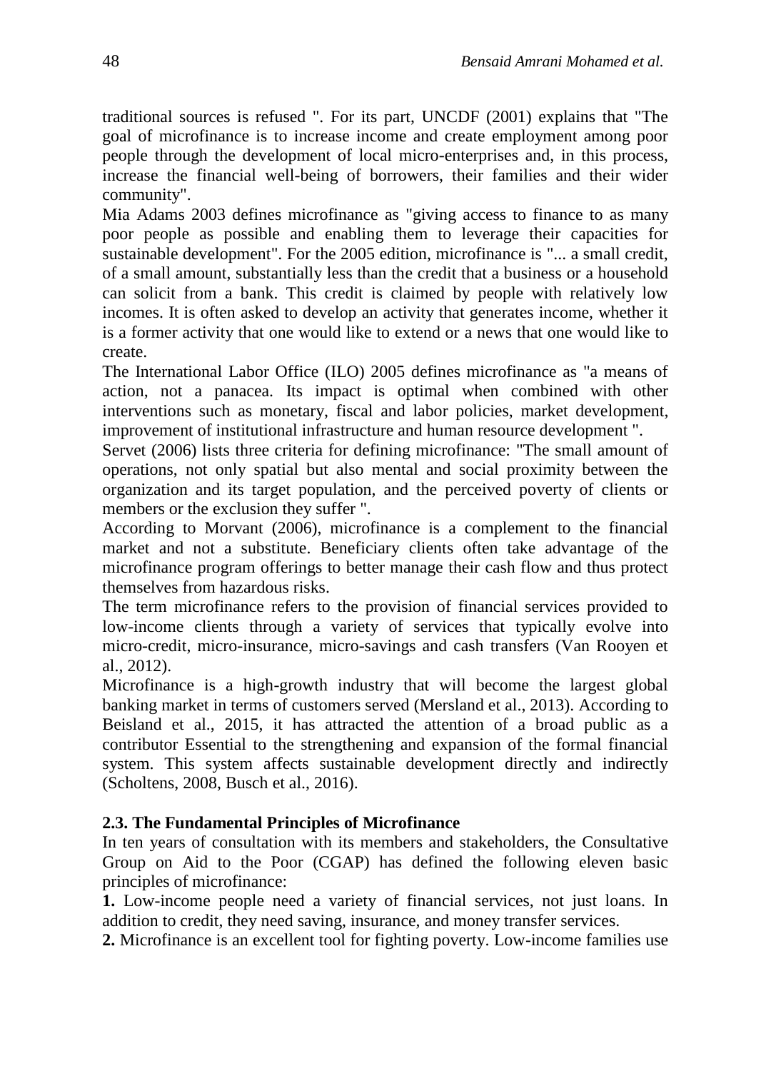traditional sources is refused ". For its part, UNCDF (2001) explains that "The goal of microfinance is to increase income and create employment among poor people through the development of local micro-enterprises and, in this process, increase the financial well-being of borrowers, their families and their wider community".

Mia Adams 2003 defines microfinance as "giving access to finance to as many poor people as possible and enabling them to leverage their capacities for sustainable development". For the 2005 edition, microfinance is "... a small credit, of a small amount, substantially less than the credit that a business or a household can solicit from a bank. This credit is claimed by people with relatively low incomes. It is often asked to develop an activity that generates income, whether it is a former activity that one would like to extend or a news that one would like to create.

The International Labor Office (ILO) 2005 defines microfinance as "a means of action, not a panacea. Its impact is optimal when combined with other interventions such as monetary, fiscal and labor policies, market development, improvement of institutional infrastructure and human resource development ".

Servet (2006) lists three criteria for defining microfinance: "The small amount of operations, not only spatial but also mental and social proximity between the organization and its target population, and the perceived poverty of clients or members or the exclusion they suffer ".

According to Morvant (2006), microfinance is a complement to the financial market and not a substitute. Beneficiary clients often take advantage of the microfinance program offerings to better manage their cash flow and thus protect themselves from hazardous risks.

The term microfinance refers to the provision of financial services provided to low-income clients through a variety of services that typically evolve into micro-credit, micro-insurance, micro-savings and cash transfers (Van Rooyen et al., 2012).

Microfinance is a high-growth industry that will become the largest global banking market in terms of customers served (Mersland et al., 2013). According to Beisland et al., 2015, it has attracted the attention of a broad public as a contributor Essential to the strengthening and expansion of the formal financial system. This system affects sustainable development directly and indirectly (Scholtens, 2008, Busch et al., 2016).

### 2.3. The Fundamental Principles of Microfinance

In ten years of consultation with its members and stakeholders, the Consultative Group on Aid to the Poor (CGAP) has defined the following eleven basic principles of microfinance:

**1.** Low-income people need a variety of financial services, not just loans. In addition to credit, they need saving, insurance, and money transfer services.

**2.** Microfinance is an excellent tool for fighting poverty. Low-income families use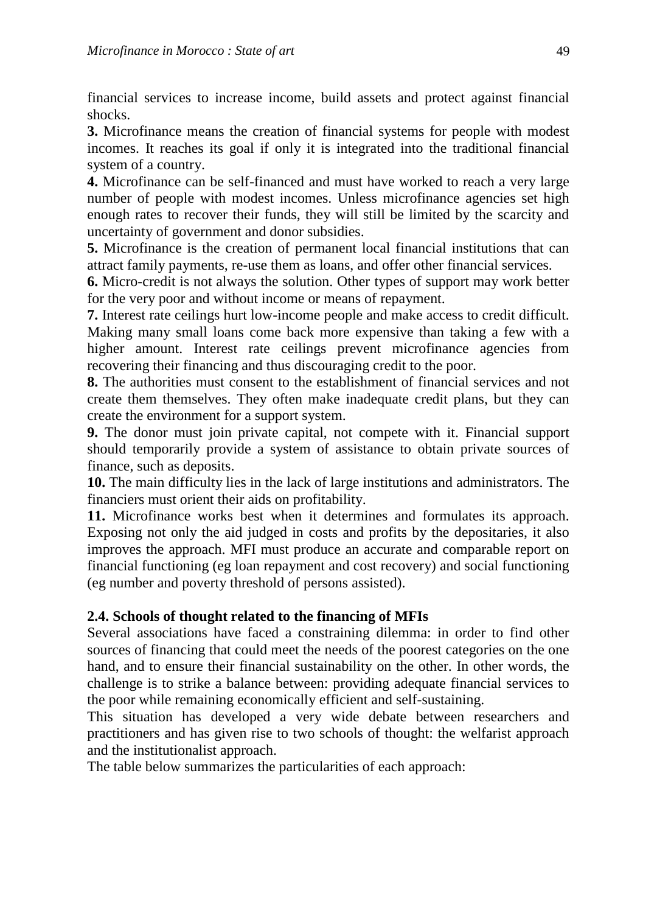financial services to increase income, build assets and protect against financial shocks.

**3.** Microfinance means the creation of financial systems for people with modest incomes. It reaches its goal if only it is integrated into the traditional financial system of a country.

**4.** Microfinance can be self-financed and must have worked to reach a very large number of people with modest incomes. Unless microfinance agencies set high enough rates to recover their funds, they will still be limited by the scarcity and uncertainty of government and donor subsidies.

**5.** Microfinance is the creation of permanent local financial institutions that can attract family payments, re-use them as loans, and offer other financial services.

**6.** Micro-credit is not always the solution. Other types of support may work better for the very poor and without income or means of repayment.

**7.** Interest rate ceilings hurt low-income people and make access to credit difficult. Making many small loans come back more expensive than taking a few with a higher amount. Interest rate ceilings prevent microfinance agencies from recovering their financing and thus discouraging credit to the poor.

**8.** The authorities must consent to the establishment of financial services and not create them themselves. They often make inadequate credit plans, but they can create the environment for a support system.

**9.** The donor must join private capital, not compete with it. Financial support should temporarily provide a system of assistance to obtain private sources of finance, such as deposits.

**10.** The main difficulty lies in the lack of large institutions and administrators. The financiers must orient their aids on profitability.

**11.** Microfinance works best when it determines and formulates its approach. Exposing not only the aid judged in costs and profits by the depositaries, it also improves the approach. MFI must produce an accurate and comparable report on financial functioning (eg loan repayment and cost recovery) and social functioning (eg number and poverty threshold of persons assisted).

### 2.4. Schools of thought related to the financing of MFIs

Several associations have faced a constraining dilemma: in order to find other sources of financing that could meet the needs of the poorest categories on the one hand, and to ensure their financial sustainability on the other. In other words, the challenge is to strike a balance between: providing adequate financial services to the poor while remaining economically efficient and self-sustaining.

This situation has developed a very wide debate between researchers and practitioners and has given rise to two schools of thought: the welfarist approach and the institutionalist approach.

The table below summarizes the particularities of each approach: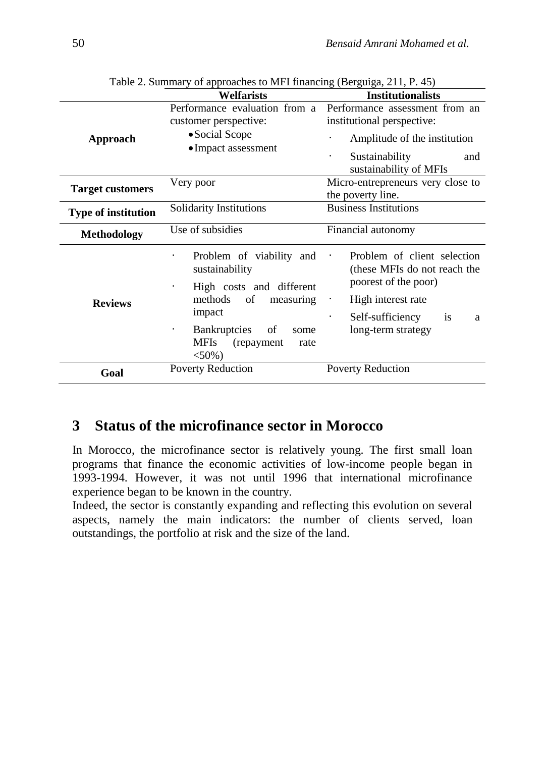Table 2. Summary of approaches to MFI financing (Berguiga, 211, P. 45)

| | Welfarists | Institutionalists |
|---|---|---|
| **Approach** | Performance evaluation from a customer perspective: • Social Scope • Impact assessment | Performance assessment from an institutional perspective: · Amplitude of the institution · Sustainability and sustainability of MFIs |
| **Target customers** | Very poor | Micro-entrepreneurs very close to the poverty line. |
| **Type of institution** | Solidarity Institutions | Business Institutions |
| **Methodology** | Use of subsidies | Financial autonomy |
| **Reviews** | · Problem of viability and sustainability · High costs and different methods of measuring impact · Bankruptcies of some MFIs (repayment rate <50%) | · Problem of client selection (these MFIs do not reach the poorest of the poor) · High interest rate · Self-sufficiency is a long-term strategy |
| **Goal** | Poverty Reduction | Poverty Reduction |

## 3 Status of the microfinance sector in Morocco

In Morocco, the microfinance sector is relatively young. The first small loan programs that finance the economic activities of low-income people began in 1993-1994. However, it was not until 1996 that international microfinance experience began to be known in the country.

Indeed, the sector is constantly expanding and reflecting this evolution on several aspects, namely the main indicators: the number of clients served, loan outstandings, the portfolio at risk and the size of the land.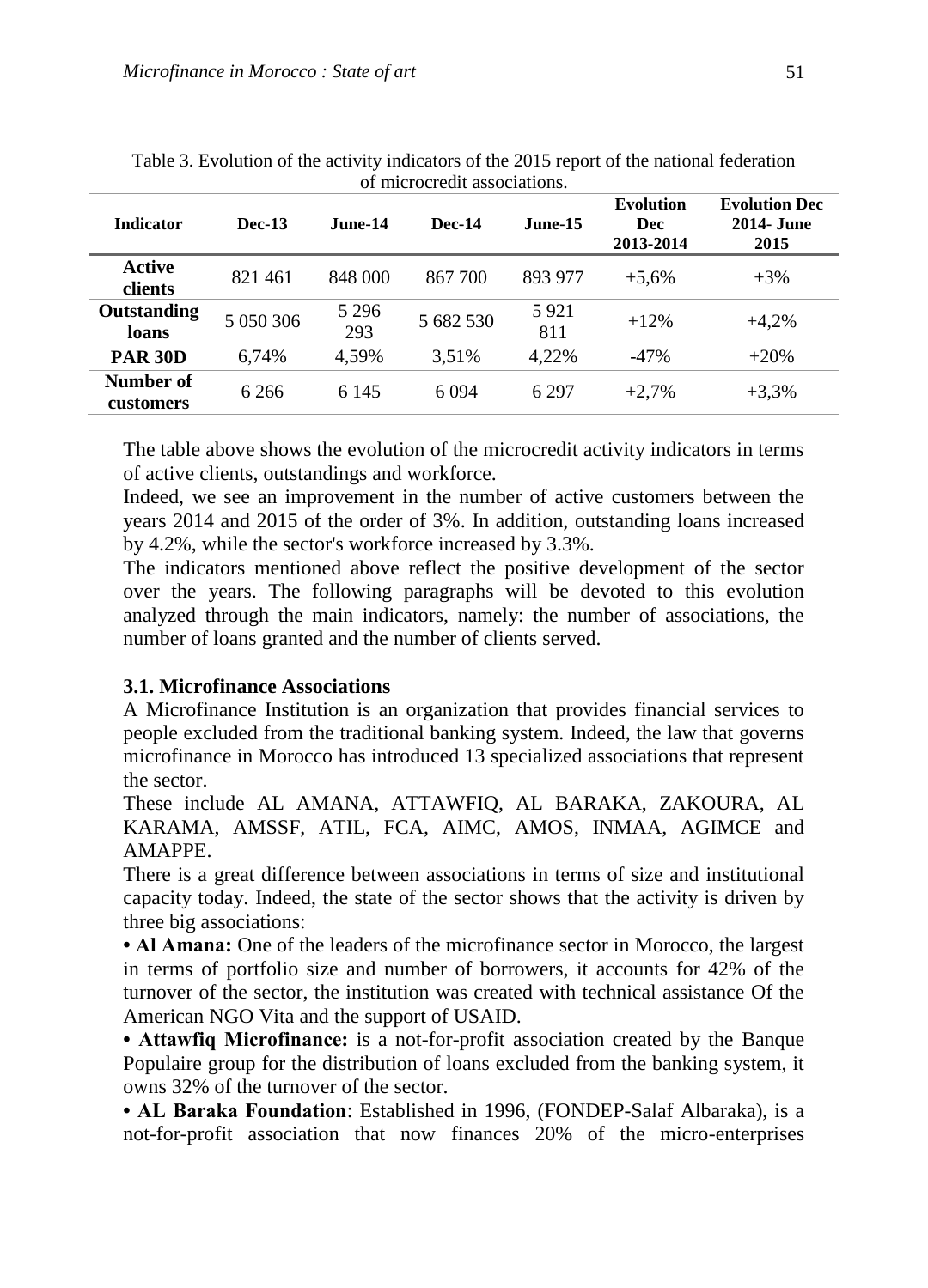Table 3. Evolution of the activity indicators of the 2015 report of the national federation of microcredit associations.

| Indicator | Dec-13 | June-14 | Dec-14 | June-15 | Evolution Dec 2013-2014 | Evolution Dec 2014- June 2015 |
|---|---|---|---|---|---|---|
| **Active clients** | 821 461 | 848 000 | 867 700 | 893 977 | +5,6% | +3% |
| **Outstanding loans** | 5 050 306 | 5 296 293 | 5 682 530 | 5 921 811 | +12% | +4,2% |
| **PAR 30D** | 6,74% | 4,59% | 3,51% | 4,22% | -47% | +20% |
| **Number of customers** | 6 266 | 6 145 | 6 094 | 6 297 | +2,7% | +3,3% |

The table above shows the evolution of the microcredit activity indicators in terms of active clients, outstandings and workforce.

Indeed, we see an improvement in the number of active customers between the years 2014 and 2015 of the order of 3%. In addition, outstanding loans increased by 4.2%, while the sector's workforce increased by 3.3%.

The indicators mentioned above reflect the positive development of the sector over the years. The following paragraphs will be devoted to this evolution analyzed through the main indicators, namely: the number of associations, the number of loans granted and the number of clients served.

### 3.1. Microfinance Associations

A Microfinance Institution is an organization that provides financial services to people excluded from the traditional banking system. Indeed, the law that governs microfinance in Morocco has introduced 13 specialized associations that represent the sector.

These include AL AMANA, ATTAWFIQ, AL BARAKA, ZAKOURA, AL KARAMA, AMSSF, ATIL, FCA, AIMC, AMOS, INMAA, AGIMCE and AMAPPE.

There is a great difference between associations in terms of size and institutional capacity today. Indeed, the state of the sector shows that the activity is driven by three big associations:

- **Al Amana:** One of the leaders of the microfinance sector in Morocco, the largest in terms of portfolio size and number of borrowers, it accounts for 42% of the turnover of the sector, the institution was created with technical assistance Of the American NGO Vita and the support of USAID.
- **Attawfiq Microfinance:** is a not-for-profit association created by the Banque Populaire group for the distribution of loans excluded from the banking system, it owns 32% of the turnover of the sector.
- **AL Baraka Foundation**: Established in 1996, (FONDEP-Salaf Albaraka), is a not-for-profit association that now finances 20% of the micro-enterprises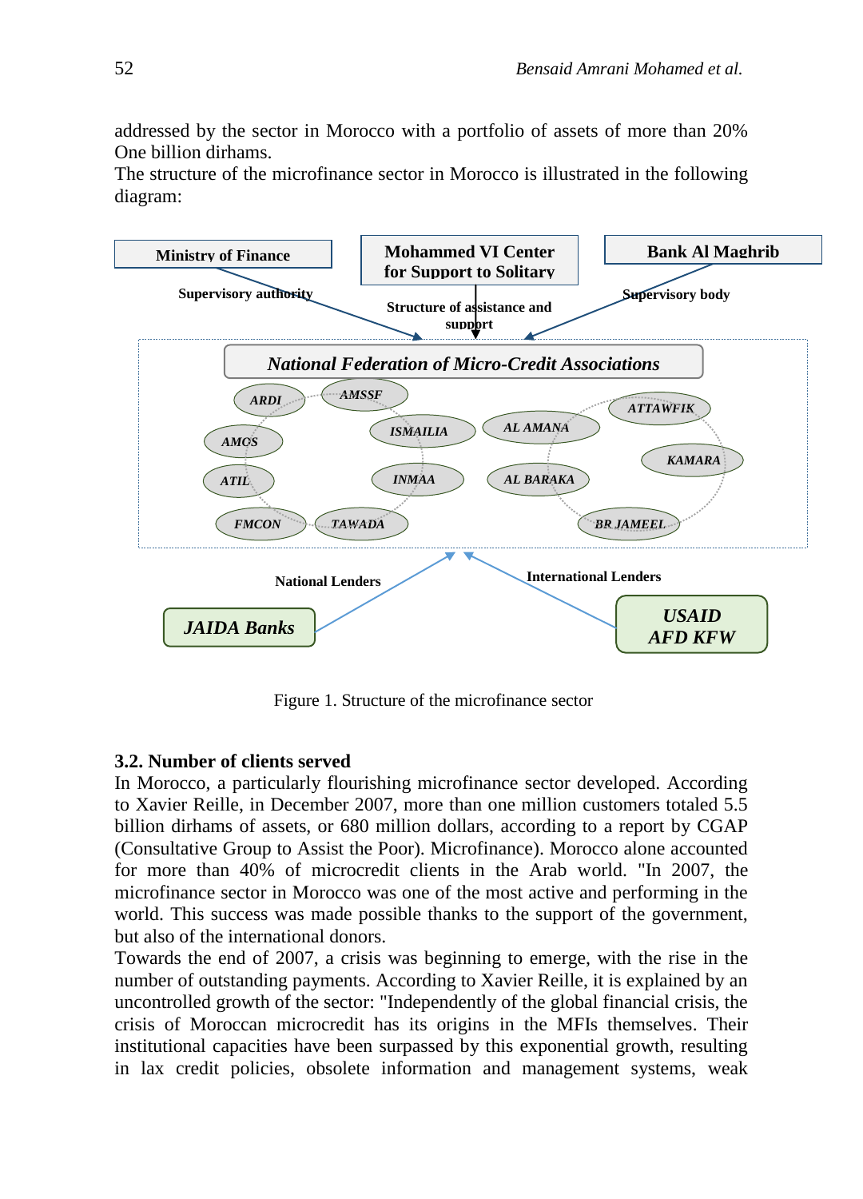addressed by the sector in Morocco with a portfolio of assets of more than 20% One billion dirhams.
The structure of the microfinance sector in Morocco is illustrated in the following diagram:

Ministry of Finance

Mohammed VI Center for Support to Solitary

Bank Al Maghrib

Supervisory authority

Structure of assistance and support

Supervisory body

National Federation of Micro-Credit Associations

ARDI, AMSSF, AMOS, ISMAILIA, ATIL, INMAA, FMCON, TAWADA, AL AMANA, ATTAWFIK, KAMARA, AL BARAKA, BR JAMEEL

National Lenders

International Lenders

JAIDA Banks

USAID AFD KFW

Figure 1. Structure of the microfinance sector

### 3.2. Number of clients served

In Morocco, a particularly flourishing microfinance sector developed. According to Xavier Reille, in December 2007, more than one million customers totaled 5.5 billion dirhams of assets, or 680 million dollars, according to a report by CGAP (Consultative Group to Assist the Poor). Microfinance). Morocco alone accounted for more than 40% of microcredit clients in the Arab world. "In 2007, the microfinance sector in Morocco was one of the most active and performing in the world. This success was made possible thanks to the support of the government, but also of the international donors.
Towards the end of 2007, a crisis was beginning to emerge, with the rise in the number of outstanding payments. According to Xavier Reille, it is explained by an uncontrolled growth of the sector: "Independently of the global financial crisis, the crisis of Moroccan microcredit has its origins in the MFIs themselves. Their institutional capacities have been surpassed by this exponential growth, resulting in lax credit policies, obsolete information and management systems, weak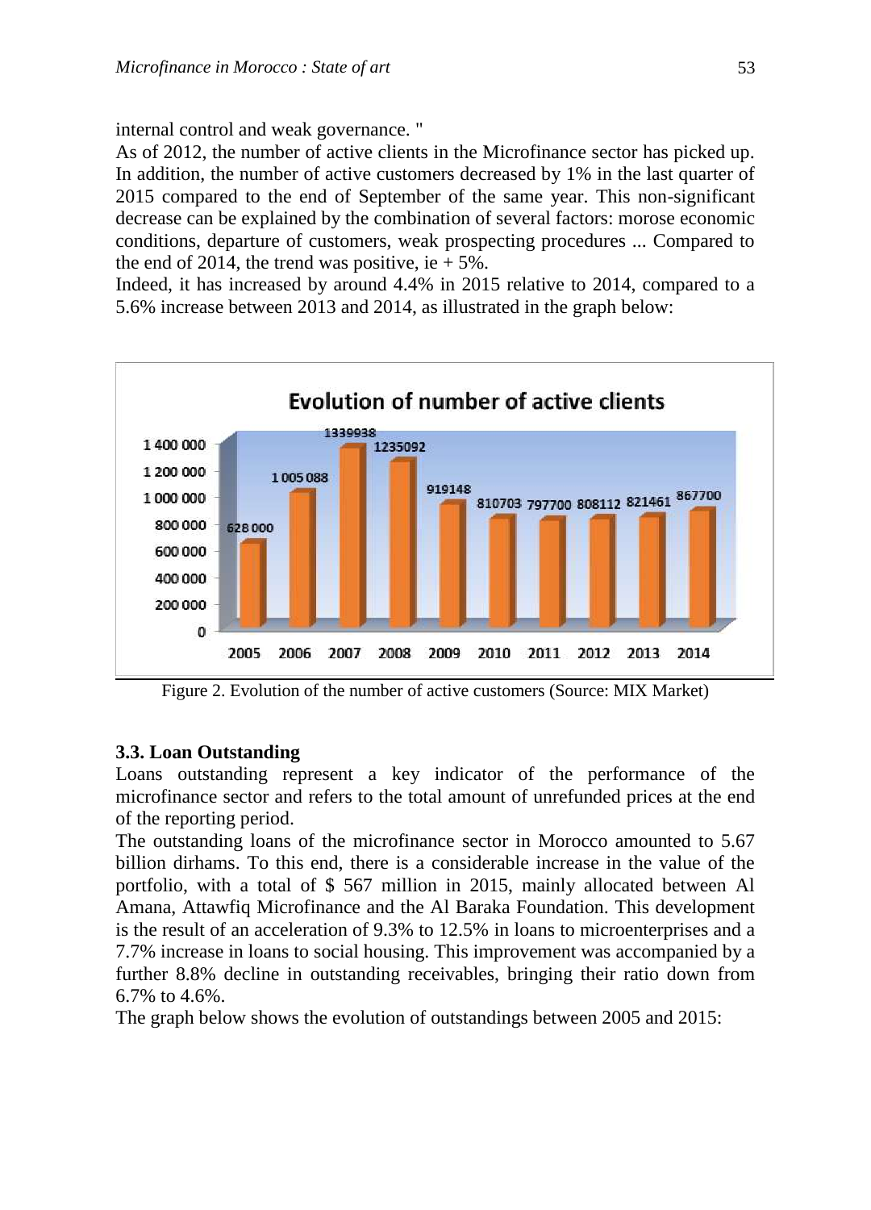internal control and weak governance. "

As of 2012, the number of active clients in the Microfinance sector has picked up. In addition, the number of active customers decreased by 1% in the last quarter of 2015 compared to the end of September of the same year. This non-significant decrease can be explained by the combination of several factors: morose economic conditions, departure of customers, weak prospecting procedures ... Compared to the end of 2014, the trend was positive, ie + 5%.

Indeed, it has increased by around 4.4% in 2015 relative to 2014, compared to a 5.6% increase between 2013 and 2014, as illustrated in the graph below:

**Evolution of number of active clients**

| Year | Active clients |
|---|---|
| 2005 | 628 000 |
| 2006 | 1 005 088 |
| 2007 | 1339938 |
| 2008 | 1235092 |
| 2009 | 919148 |
| 2010 | 810703 |
| 2011 | 797700 |
| 2012 | 808112 |
| 2013 | 821461 |
| 2014 | 867700 |

Figure 2. Evolution of the number of active customers (Source: MIX Market)

### 3.3. Loan Outstanding

Loans outstanding represent a key indicator of the performance of the microfinance sector and refers to the total amount of unrefunded prices at the end of the reporting period.

The outstanding loans of the microfinance sector in Morocco amounted to 5.67 billion dirhams. To this end, there is a considerable increase in the value of the portfolio, with a total of $ 567 million in 2015, mainly allocated between Al Amana, Attawfiq Microfinance and the Al Baraka Foundation. This development is the result of an acceleration of 9.3% to 12.5% in loans to microenterprises and a 7.7% increase in loans to social housing. This improvement was accompanied by a further 8.8% decline in outstanding receivables, bringing their ratio down from 6.7% to 4.6%.

The graph below shows the evolution of outstandings between 2005 and 2015: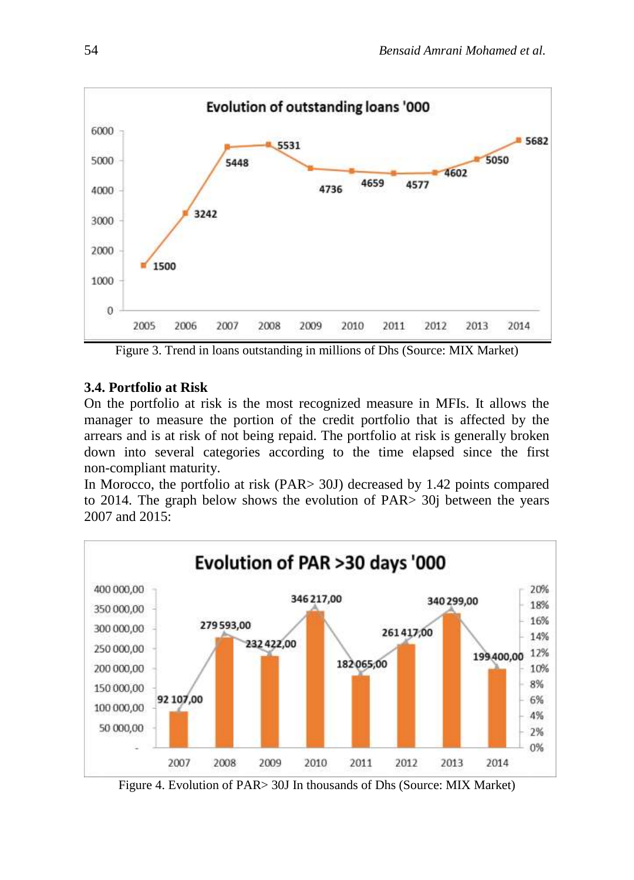Figure 3. Trend in loans outstanding in millions of Dhs (Source: MIX Market)

### 3.4. Portfolio at Risk

On the portfolio at risk is the most recognized measure in MFIs. It allows the manager to measure the portion of the credit portfolio that is affected by the arrears and is at risk of not being repaid. The portfolio at risk is generally broken down into several categories according to the time elapsed since the first non-compliant maturity.

In Morocco, the portfolio at risk (PAR> 30J) decreased by 1.42 points compared to 2014. The graph below shows the evolution of PAR> 30j between the years 2007 and 2015:

Figure 4. Evolution of PAR> 30J In thousands of Dhs (Source: MIX Market)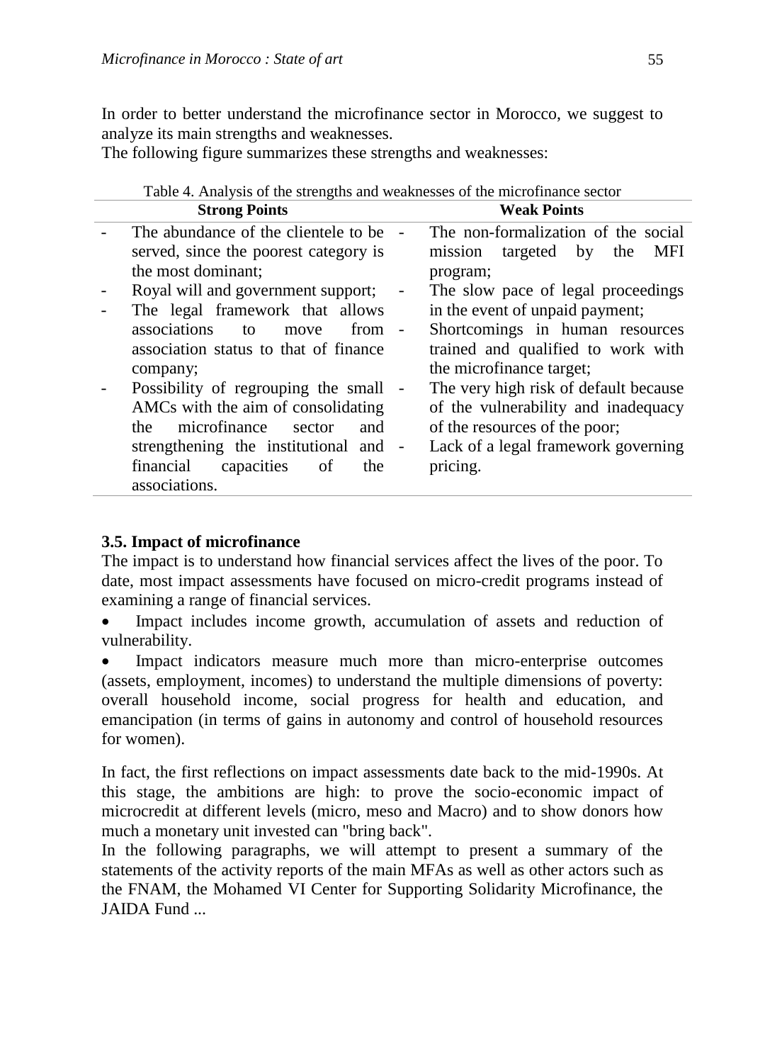In order to better understand the microfinance sector in Morocco, we suggest to analyze its main strengths and weaknesses.
The following figure summarizes these strengths and weaknesses:

Table 4. Analysis of the strengths and weaknesses of the microfinance sector

| Strong Points | Weak Points |
|---|---|
| - The abundance of the clientele to be served, since the poorest category is the most dominant;<br>- Royal will and government support;<br>- The legal framework that allows associations to move from association status to that of finance company;<br>- Possibility of regrouping the small AMCs with the aim of consolidating the microfinance sector and strengthening the institutional and financial capacities of the associations. | - The non-formalization of the social mission targeted by the MFI program;<br>- The slow pace of legal proceedings in the event of unpaid payment;<br>- Shortcomings in human resources trained and qualified to work with the microfinance target;<br>- The very high risk of default because of the vulnerability and inadequacy of the resources of the poor;<br>- Lack of a legal framework governing pricing. |

### 3.5. Impact of microfinance

The impact is to understand how financial services affect the lives of the poor. To date, most impact assessments have focused on micro-credit programs instead of examining a range of financial services.

- Impact includes income growth, accumulation of assets and reduction of vulnerability.
- Impact indicators measure much more than micro-enterprise outcomes (assets, employment, incomes) to understand the multiple dimensions of poverty: overall household income, social progress for health and education, and emancipation (in terms of gains in autonomy and control of household resources for women).

In fact, the first reflections on impact assessments date back to the mid-1990s. At this stage, the ambitions are high: to prove the socio-economic impact of microcredit at different levels (micro, meso and Macro) and to show donors how much a monetary unit invested can "bring back".
In the following paragraphs, we will attempt to present a summary of the statements of the activity reports of the main MFAs as well as other actors such as the FNAM, the Mohamed VI Center for Supporting Solidarity Microfinance, the JAIDA Fund ...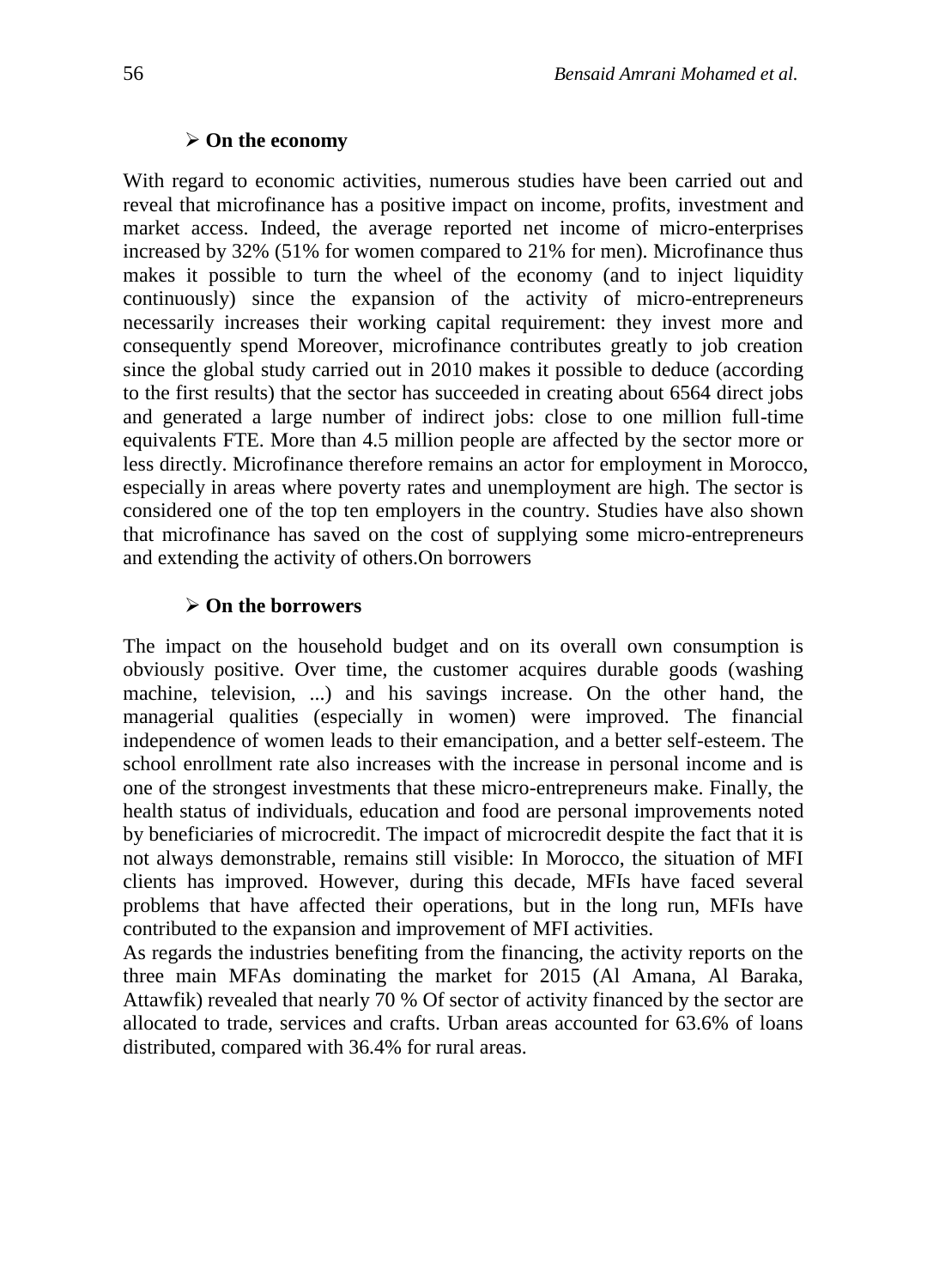- **On the economy**

With regard to economic activities, numerous studies have been carried out and reveal that microfinance has a positive impact on income, profits, investment and market access. Indeed, the average reported net income of micro-enterprises increased by 32% (51% for women compared to 21% for men). Microfinance thus makes it possible to turn the wheel of the economy (and to inject liquidity continuously) since the expansion of the activity of micro-entrepreneurs necessarily increases their working capital requirement: they invest more and consequently spend Moreover, microfinance contributes greatly to job creation since the global study carried out in 2010 makes it possible to deduce (according to the first results) that the sector has succeeded in creating about 6564 direct jobs and generated a large number of indirect jobs: close to one million full-time equivalents FTE. More than 4.5 million people are affected by the sector more or less directly. Microfinance therefore remains an actor for employment in Morocco, especially in areas where poverty rates and unemployment are high. The sector is considered one of the top ten employers in the country. Studies have also shown that microfinance has saved on the cost of supplying some micro-entrepreneurs and extending the activity of others.On borrowers

- **On the borrowers**

The impact on the household budget and on its overall own consumption is obviously positive. Over time, the customer acquires durable goods (washing machine, television, ...) and his savings increase. On the other hand, the managerial qualities (especially in women) were improved. The financial independence of women leads to their emancipation, and a better self-esteem. The school enrollment rate also increases with the increase in personal income and is one of the strongest investments that these micro-entrepreneurs make. Finally, the health status of individuals, education and food are personal improvements noted by beneficiaries of microcredit. The impact of microcredit despite the fact that it is not always demonstrable, remains still visible: In Morocco, the situation of MFI clients has improved. However, during this decade, MFIs have faced several problems that have affected their operations, but in the long run, MFIs have contributed to the expansion and improvement of MFI activities.
As regards the industries benefiting from the financing, the activity reports on the three main MFAs dominating the market for 2015 (Al Amana, Al Baraka, Attawfik) revealed that nearly 70 % Of sector of activity financed by the sector are allocated to trade, services and crafts. Urban areas accounted for 63.6% of loans distributed, compared with 36.4% for rural areas.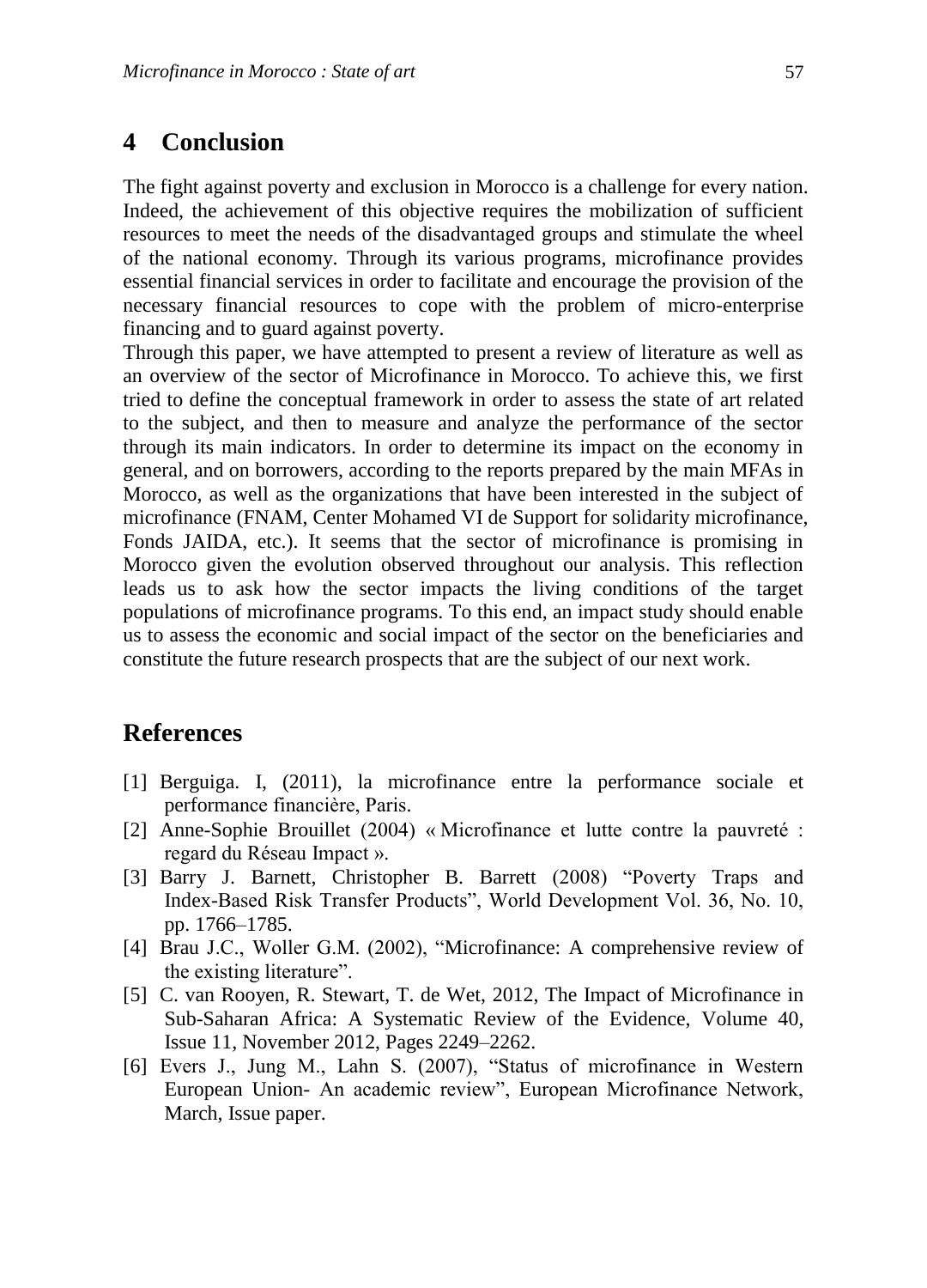## 4 Conclusion

The fight against poverty and exclusion in Morocco is a challenge for every nation. Indeed, the achievement of this objective requires the mobilization of sufficient resources to meet the needs of the disadvantaged groups and stimulate the wheel of the national economy. Through its various programs, microfinance provides essential financial services in order to facilitate and encourage the provision of the necessary financial resources to cope with the problem of micro-enterprise financing and to guard against poverty.

Through this paper, we have attempted to present a review of literature as well as an overview of the sector of Microfinance in Morocco. To achieve this, we first tried to define the conceptual framework in order to assess the state of art related to the subject, and then to measure and analyze the performance of the sector through its main indicators. In order to determine its impact on the economy in general, and on borrowers, according to the reports prepared by the main MFAs in Morocco, as well as the organizations that have been interested in the subject of microfinance (FNAM, Center Mohamed VI de Support for solidarity microfinance, Fonds JAIDA, etc.). It seems that the sector of microfinance is promising in Morocco given the evolution observed throughout our analysis. This reflection leads us to ask how the sector impacts the living conditions of the target populations of microfinance programs. To this end, an impact study should enable us to assess the economic and social impact of the sector on the beneficiaries and constitute the future research prospects that are the subject of our next work.

## References

[1] Berguiga. I, (2011), la microfinance entre la performance sociale et performance financière, Paris.

[2] Anne-Sophie Brouillet (2004) « Microfinance et lutte contre la pauvreté : regard du Réseau Impact ».

[3] Barry J. Barnett, Christopher B. Barrett (2008) "Poverty Traps and Index-Based Risk Transfer Products", World Development Vol. 36, No. 10, pp. 1766–1785.

[4] Brau J.C., Woller G.M. (2002), "Microfinance: A comprehensive review of the existing literature".

[5] C. van Rooyen, R. Stewart, T. de Wet, 2012, The Impact of Microfinance in Sub-Saharan Africa: A Systematic Review of the Evidence, Volume 40, Issue 11, November 2012, Pages 2249–2262.

[6] Evers J., Jung M., Lahn S. (2007), "Status of microfinance in Western European Union- An academic review", European Microfinance Network, March, Issue paper.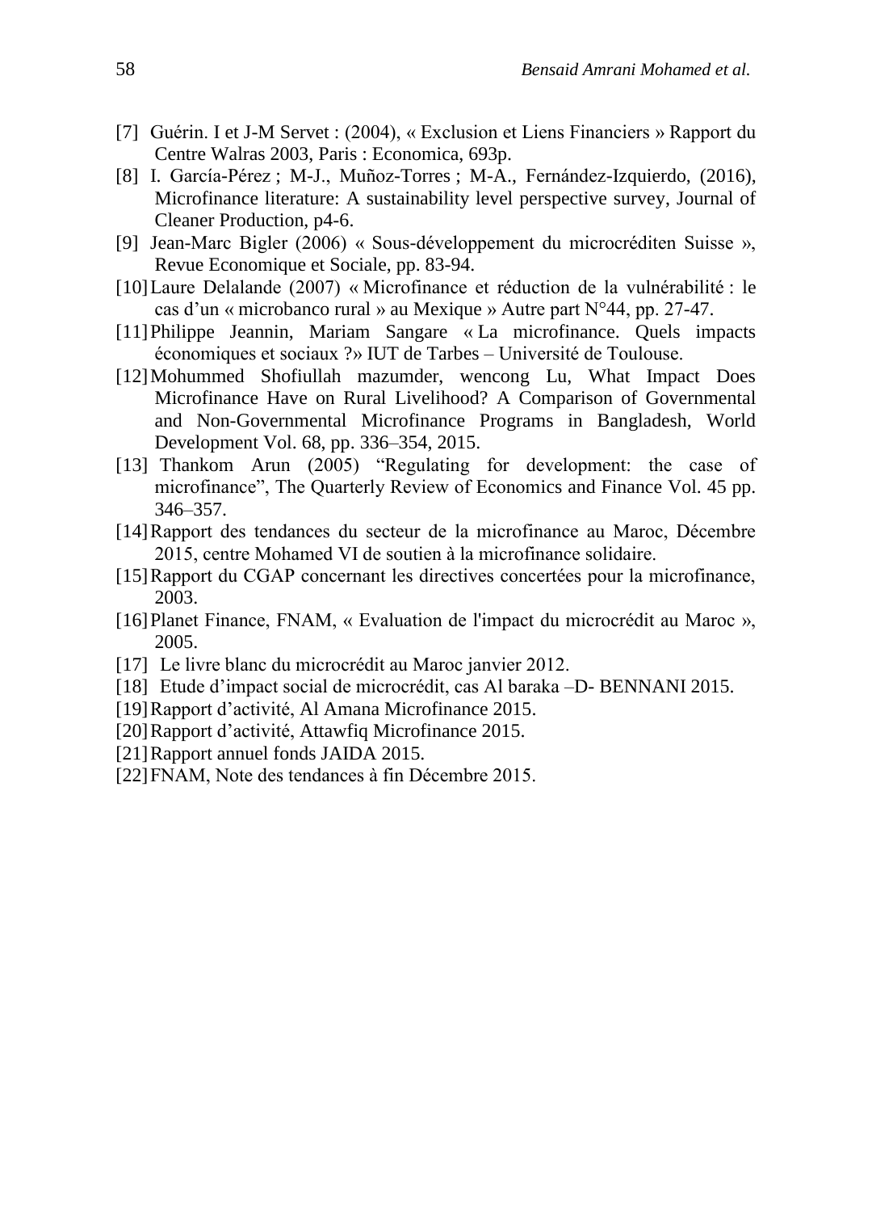[7] Guérin. I et J-M Servet : (2004), « Exclusion et Liens Financiers » Rapport du Centre Walras 2003, Paris : Economica, 693p.

[8] I. García-Pérez ; M-J., Muñoz-Torres ; M-A., Fernández-Izquierdo, (2016), Microfinance literature: A sustainability level perspective survey, Journal of Cleaner Production, p4-6.

[9] Jean-Marc Bigler (2006) « Sous-développement du microcréditen Suisse », Revue Economique et Sociale, pp. 83-94.

[10] Laure Delalande (2007) « Microfinance et réduction de la vulnérabilité : le cas d'un « microbanco rural » au Mexique » Autre part N°44, pp. 27-47.

[11] Philippe Jeannin, Mariam Sangare « La microfinance. Quels impacts économiques et sociaux ?» IUT de Tarbes – Université de Toulouse.

[12] Mohummed Shofiullah mazumder, wencong Lu, What Impact Does Microfinance Have on Rural Livelihood? A Comparison of Governmental and Non-Governmental Microfinance Programs in Bangladesh, World Development Vol. 68, pp. 336–354, 2015.

[13] Thankom Arun (2005) "Regulating for development: the case of microfinance", The Quarterly Review of Economics and Finance Vol. 45 pp. 346–357.

[14] Rapport des tendances du secteur de la microfinance au Maroc, Décembre 2015, centre Mohamed VI de soutien à la microfinance solidaire.

[15] Rapport du CGAP concernant les directives concertées pour la microfinance, 2003.

[16] Planet Finance, FNAM, « Evaluation de l'impact du microcrédit au Maroc », 2005.

[17] Le livre blanc du microcrédit au Maroc janvier 2012.

[18] Etude d'impact social de microcrédit, cas Al baraka –D- BENNANI 2015.

[19] Rapport d'activité, Al Amana Microfinance 2015.

[20] Rapport d'activité, Attawfiq Microfinance 2015.

[21] Rapport annuel fonds JAIDA 2015.

[22] FNAM, Note des tendances à fin Décembre 2015.